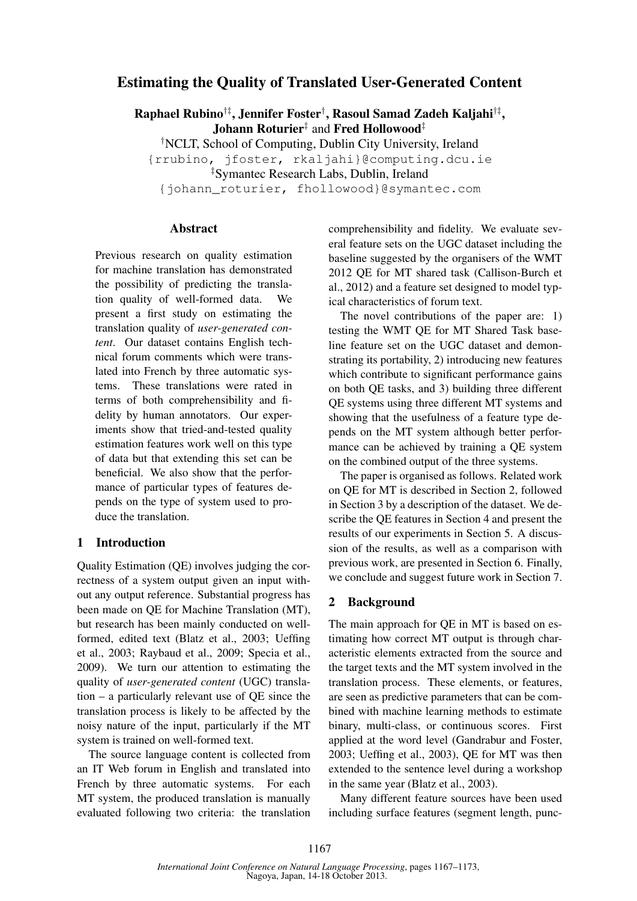# Estimating the Quality of Translated User-Generated Content

**Raphael Rubino**[†‡], **Jennifer Foster**[†], **Rasoul Samad Zadeh Kaljahi**[†‡], **Johann Roturier**[‡] and **Fred Hollowood**[‡]

[†]NCLT, School of Computing, Dublin City University, Ireland

{rrubino, jfoster, rkaljahi}@computing.dcu.ie

[‡]Symantec Research Labs, Dublin, Ireland

{johann_roturier, fhollowood}@symantec.com

## Abstract

Previous research on quality estimation for machine translation has demonstrated the possibility of predicting the translation quality of well-formed data. We present a first study on estimating the translation quality of *user-generated content*. Our dataset contains English technical forum comments which were translated into French by three automatic systems. These translations were rated in terms of both comprehensibility and fidelity by human annotators. Our experiments show that tried-and-tested quality estimation features work well on this type of data but that extending this set can be beneficial. We also show that the performance of particular types of features depends on the type of system used to produce the translation.

## 1 Introduction

Quality Estimation (QE) involves judging the correctness of a system output given an input without any output reference. Substantial progress has been made on QE for Machine Translation (MT), but research has been mainly conducted on well-formed, edited text (Blatz et al., 2003; Ueffing et al., 2003; Raybaud et al., 2009; Specia et al., 2009). We turn our attention to estimating the quality of *user-generated content* (UGC) translation – a particularly relevant use of QE since the translation process is likely to be affected by the noisy nature of the input, particularly if the MT system is trained on well-formed text.

The source language content is collected from an IT Web forum in English and translated into French by three automatic systems. For each MT system, the produced translation is manually evaluated following two criteria: the translation comprehensibility and fidelity. We evaluate several feature sets on the UGC dataset including the baseline suggested by the organisers of the WMT 2012 QE for MT shared task (Callison-Burch et al., 2012) and a feature set designed to model typical characteristics of forum text.

The novel contributions of the paper are: 1) testing the WMT QE for MT Shared Task baseline feature set on the UGC dataset and demonstrating its portability, 2) introducing new features which contribute to significant performance gains on both QE tasks, and 3) building three different QE systems using three different MT systems and showing that the usefulness of a feature type depends on the MT system although better performance can be achieved by training a QE system on the combined output of the three systems.

The paper is organised as follows. Related work on QE for MT is described in Section 2, followed in Section 3 by a description of the dataset. We describe the QE features in Section 4 and present the results of our experiments in Section 5. A discussion of the results, as well as a comparison with previous work, are presented in Section 6. Finally, we conclude and suggest future work in Section 7.

## 2 Background

The main approach for QE in MT is based on estimating how correct MT output is through characteristic elements extracted from the source and the target texts and the MT system involved in the translation process. These elements, or features, are seen as predictive parameters that can be combined with machine learning methods to estimate binary, multi-class, or continuous scores. First applied at the word level (Gandrabur and Foster, 2003; Ueffing et al., 2003), QE for MT was then extended to the sentence level during a workshop in the same year (Blatz et al., 2003).

Many different feature sources have been used including surface features (segment length, punc-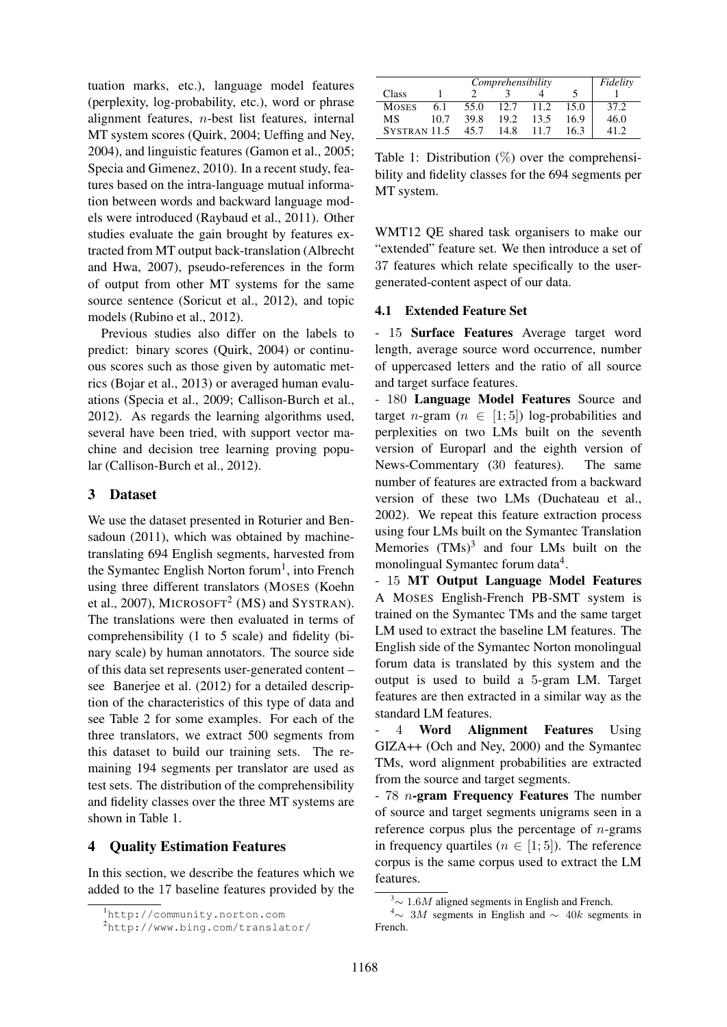tuation marks, etc.), language model features (perplexity, log-probability, etc.), word or phrase alignment features, $n$-best list features, internal MT system scores (Quirk, 2004; Ueffing and Ney, 2004), and linguistic features (Gamon et al., 2005; Specia and Gimenez, 2010). In a recent study, features based on the intra-language mutual information between words and backward language models were introduced (Raybaud et al., 2011). Other studies evaluate the gain brought by features extracted from MT output back-translation (Albrecht and Hwa, 2007), pseudo-references in the form of output from other MT systems for the same source sentence (Soricut et al., 2012), and topic models (Rubino et al., 2012).

Previous studies also differ on the labels to predict: binary scores (Quirk, 2004) or continuous scores such as those given by automatic metrics (Bojar et al., 2013) or averaged human evaluations (Specia et al., 2009; Callison-Burch et al., 2012). As regards the learning algorithms used, several have been tried, with support vector machine and decision tree learning proving popular (Callison-Burch et al., 2012).

## 3 Dataset

We use the dataset presented in Roturier and Bensadoun (2011), which was obtained by machine-translating 694 English segments, harvested from the Symantec English Norton forum[1], into French using three different translators (MOSES (Koehn et al., 2007), MICROSOFT[2] (MS) and SYSTRAN). The translations were then evaluated in terms of comprehensibility (1 to 5 scale) and fidelity (binary scale) by human annotators. The source side of this data set represents user-generated content – see Banerjee et al. (2012) for a detailed description of the characteristics of this type of data and see Table 2 for some examples. For each of the three translators, we extract 500 segments from this dataset to build our training sets. The remaining 194 segments per translator are used as test sets. The distribution of the comprehensibility and fidelity classes over the three MT systems are shown in Table 1.

| | *Comprehensibility* | | | | | *Fidelity* |
|---|---|---|---|---|---|---|
| Class | 1 | 2 | 3 | 4 | 5 | 1 |
| MOSES | 6.1 | 55.0 | 12.7 | 11.2 | 15.0 | 37.2 |
| MS | 10.7 | 39.8 | 19.2 | 13.5 | 16.9 | 46.0 |
| SYSTRAN | 11.5 | 45.7 | 14.8 | 11.7 | 16.3 | 41.2 |

Table 1: Distribution (%) over the comprehensibility and fidelity classes for the 694 segments per MT system.

## 4 Quality Estimation Features

In this section, we describe the features which we added to the 17 baseline features provided by the WMT12 QE shared task organisers to make our "extended" feature set. We then introduce a set of 37 features which relate specifically to the user-generated-content aspect of our data.

### 4.1 Extended Feature Set

- 15 **Surface Features** Average target word length, average source word occurrence, number of uppercased letters and the ratio of all source and target surface features.

- 180 **Language Model Features** Source and target $n$-gram ($n \in [1; 5]$) log-probabilities and perplexities on two LMs built on the seventh version of Europarl and the eighth version of News-Commentary (30 features). The same number of features are extracted from a backward version of these two LMs (Duchateau et al., 2002). We repeat this feature extraction process using four LMs built on the Symantec Translation Memories (TMs)[3] and four LMs built on the monolingual Symantec forum data[4].

- 15 **MT Output Language Model Features** A MOSES English-French PB-SMT system is trained on the Symantec TMs and the same target LM used to extract the baseline LM features. The English side of the Symantec Norton monolingual forum data is translated by this system and the output is used to build a 5-gram LM. Target features are then extracted in a similar way as the standard LM features.

- 4 **Word Alignment Features** Using GIZA++ (Och and Ney, 2000) and the Symantec TMs, word alignment probabilities are extracted from the source and target segments.

- 78 **$n$-gram Frequency Features** The number of source and target segments unigrams seen in a reference corpus plus the percentage of $n$-grams in frequency quartiles ($n \in [1; 5]$). The reference corpus is the same corpus used to extract the LM features.

[1] http://community.norton.com

[2] http://www.bing.com/translator/

[3] $\sim 1.6M$ aligned segments in English and French.

[4] $\sim 3M$ segments in English and $\sim 40k$ segments in French.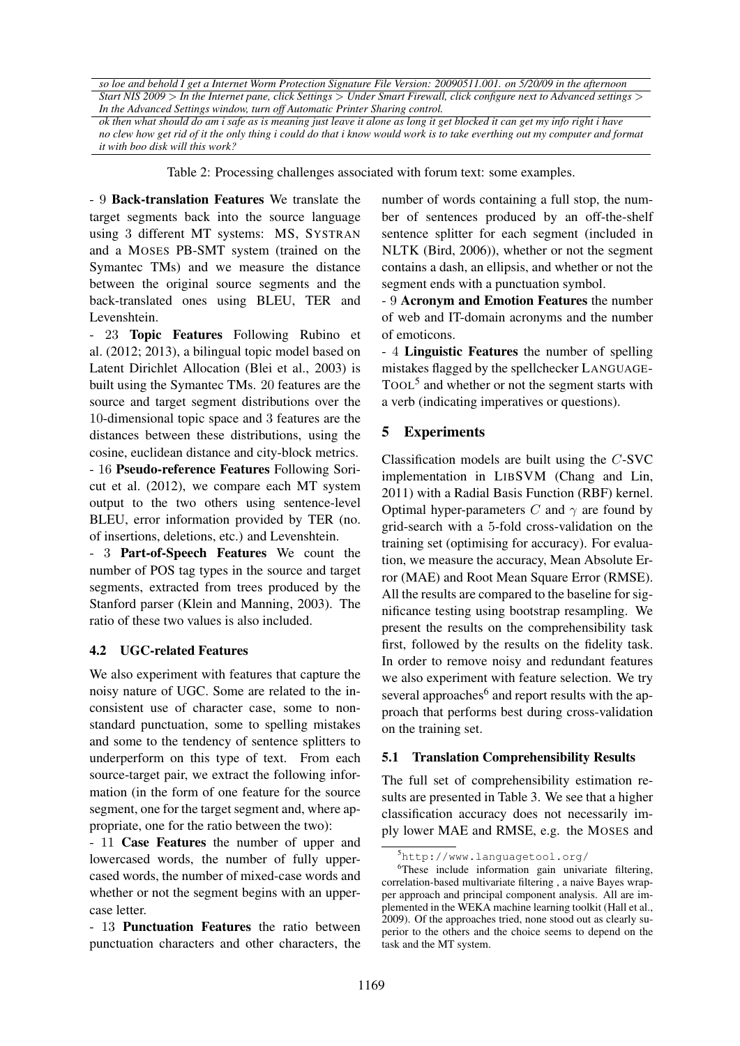| *so loe and behold I get a Internet Worm Protection Signature File Version: 20090511.001. on 5/20/09 in the afternoon* |
| --- |
| *Start NIS 2009 > In the Internet pane, click Settings > Under Smart Firewall, click configure next to Advanced settings > In the Advanced Settings window, turn off Automatic Printer Sharing control.* |
| *ok then what should do am i safe as is meaning just leave it alone as long it get blocked it can get my info right i have no clew how get rid of it the only thing i could do that i know would work is to take everthing out my computer and format it with boo disk will this work?* |

Table 2: Processing challenges associated with forum text: some examples.

- 9 **Back-translation Features** We translate the target segments back into the source language using 3 different MT systems: MS, SYSTRAN and a MOSES PB-SMT system (trained on the Symantec TMs) and we measure the distance between the original source segments and the back-translated ones using BLEU, TER and Levenshtein.

- 23 **Topic Features** Following Rubino et al. (2012; 2013), a bilingual topic model based on Latent Dirichlet Allocation (Blei et al., 2003) is built using the Symantec TMs. 20 features are the source and target segment distributions over the 10-dimensional topic space and 3 features are the distances between these distributions, using the cosine, euclidean distance and city-block metrics.

- 16 **Pseudo-reference Features** Following Soricut et al. (2012), we compare each MT system output to the two others using sentence-level BLEU, error information provided by TER (no. of insertions, deletions, etc.) and Levenshtein.

- 3 **Part-of-Speech Features** We count the number of POS tag types in the source and target segments, extracted from trees produced by the Stanford parser (Klein and Manning, 2003). The ratio of these two values is also included.

### 4.2 UGC-related Features

We also experiment with features that capture the noisy nature of UGC. Some are related to the inconsistent use of character case, some to non-standard punctuation, some to spelling mistakes and some to the tendency of sentence splitters to underperform on this type of text. From each source-target pair, we extract the following information (in the form of one feature for the source segment, one for the target segment and, where appropriate, one for the ratio between the two):

- 11 **Case Features** the number of upper and lowercased words, the number of fully uppercased words, the number of mixed-case words and whether or not the segment begins with an uppercase letter.

- 13 **Punctuation Features** the ratio between punctuation characters and other characters, the number of words containing a full stop, the number of sentences produced by an off-the-shelf sentence splitter for each segment (included in NLTK (Bird, 2006)), whether or not the segment contains a dash, an ellipsis, and whether or not the segment ends with a punctuation symbol.

- 9 **Acronym and Emotion Features** the number of web and IT-domain acronyms and the number of emoticons.

- 4 **Linguistic Features** the number of spelling mistakes flagged by the spellchecker LANGUAGETOOL[5] and whether or not the segment starts with a verb (indicating imperatives or questions).

## 5 Experiments

Classification models are built using the $C$-SVC implementation in LIBSVM (Chang and Lin, 2011) with a Radial Basis Function (RBF) kernel. Optimal hyper-parameters $C$ and $\gamma$ are found by grid-search with a 5-fold cross-validation on the training set (optimising for accuracy). For evaluation, we measure the accuracy, Mean Absolute Error (MAE) and Root Mean Square Error (RMSE). All the results are compared to the baseline for significance testing using bootstrap resampling. We present the results on the comprehensibility task first, followed by the results on the fidelity task. In order to remove noisy and redundant features we also experiment with feature selection. We try several approaches[6] and report results with the approach that performs best during cross-validation on the training set.

### 5.1 Translation Comprehensibility Results

The full set of comprehensibility estimation results are presented in Table 3. We see that a higher classification accuracy does not necessarily imply lower MAE and RMSE, e.g. the MOSES and

[5] http://www.languagetool.org/

[6] These include information gain univariate filtering, correlation-based multivariate filtering , a naive Bayes wrapper approach and principal component analysis. All are implemented in the WEKA machine learning toolkit (Hall et al., 2009). Of the approaches tried, none stood out as clearly superior to the others and the choice seems to depend on the task and the MT system.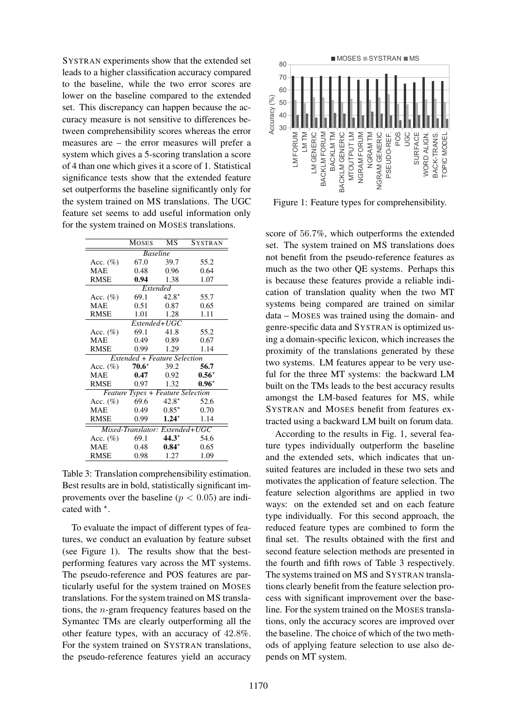SYSTRAN experiments show that the extended set leads to a higher classification accuracy compared to the baseline, while the two error scores are lower on the baseline compared to the extended set. This discrepancy can happen because the accuracy measure is not sensitive to differences between comprehensibility scores whereas the error measures are – the error measures will prefer a system which gives a 5-scoring translation a score of 4 than one which gives it a score of 1. Statistical significance tests show that the extended feature set outperforms the baseline significantly only for the system trained on MS translations. The UGC feature set seems to add useful information only for the system trained on MOSES translations.

| | MOSES | MS | SYSTRAN |
|---|---|---|---|
| *Baseline* | | | |
| Acc. (%) | 67.0 | 39.7 | 55.2 |
| MAE | 0.48 | 0.96 | 0.64 |
| RMSE | **0.94** | 1.38 | 1.07 |
| *Extended* | | | |
| Acc. (%) | 69.1 | 42.8⋆ | 55.7 |
| MAE | 0.51 | 0.87 | 0.65 |
| RMSE | 1.01 | 1.28 | 1.11 |
| *Extended+UGC* | | | |
| Acc. (%) | 69.1 | 41.8 | 55.2 |
| MAE | 0.49 | 0.89 | 0.67 |
| RMSE | 0.99 | 1.29 | 1.14 |
| *Extended + Feature Selection* | | | |
| Acc. (%) | **70.6**⋆ | 39.2 | **56.7** |
| MAE | **0.47** | 0.92 | **0.56**⋆ |
| RMSE | 0.97 | 1.32 | **0.96**⋆ |
| *Feature Types + Feature Selection* | | | |
| Acc. (%) | 69.6 | 42.8⋆ | 52.6 |
| MAE | 0.49 | 0.85⋆ | 0.70 |
| RMSE | 0.99 | **1.24**⋆ | 1.14 |
| *Mixed-Translator: Extended+UGC* | | | |
| Acc. (%) | 69.1 | **44.3**⋆ | 54.6 |
| MAE | 0.48 | **0.84**⋆ | 0.65 |
| RMSE | 0.98 | 1.27 | 1.09 |

Table 3: Translation comprehensibility estimation. Best results are in bold, statistically significant improvements over the baseline ($p < 0.05$) are indicated with ⋆.

To evaluate the impact of different types of features, we conduct an evaluation by feature subset (see Figure 1). The results show that the best-performing features vary across the MT systems. The pseudo-reference and POS features are particularly useful for the system trained on MOSES translations. For the system trained on MS translations, the $n$-gram frequency features based on the Symantec TMs are clearly outperforming all the other feature types, with an accuracy of 42.8%. For the system trained on SYSTRAN translations, the pseudo-reference features yield an accuracy score of 56.7%, which outperforms the extended set. The system trained on MS translations does not benefit from the pseudo-reference features as much as the two other QE systems. Perhaps this is because these features provide a reliable indication of translation quality when the two MT systems being compared are trained on similar data – MOSES was trained using the domain- and genre-specific data and SYSTRAN is optimized using a domain-specific lexicon, which increases the proximity of the translations generated by these two systems. LM features appear to be very useful for the three MT systems: the backward LM built on the TMs leads to the best accuracy results amongst the LM-based features for MS, while SYSTRAN and MOSES benefit from features extracted using a backward LM built on forum data.

Figure 1: Feature types for comprehensibility.

According to the results in Fig. 1, several feature types individually outperform the baseline and the extended sets, which indicates that unsuited features are included in these two sets and motivates the application of feature selection. The feature selection algorithms are applied in two ways: on the extended set and on each feature type individually. For this second approach, the reduced feature types are combined to form the final set. The results obtained with the first and second feature selection methods are presented in the fourth and fifth rows of Table 3 respectively. The systems trained on MS and SYSTRAN translations clearly benefit from the feature selection process with significant improvement over the baseline. For the system trained on the MOSES translations, only the accuracy scores are improved over the baseline. The choice of which of the two methods of applying feature selection to use also depends on MT system.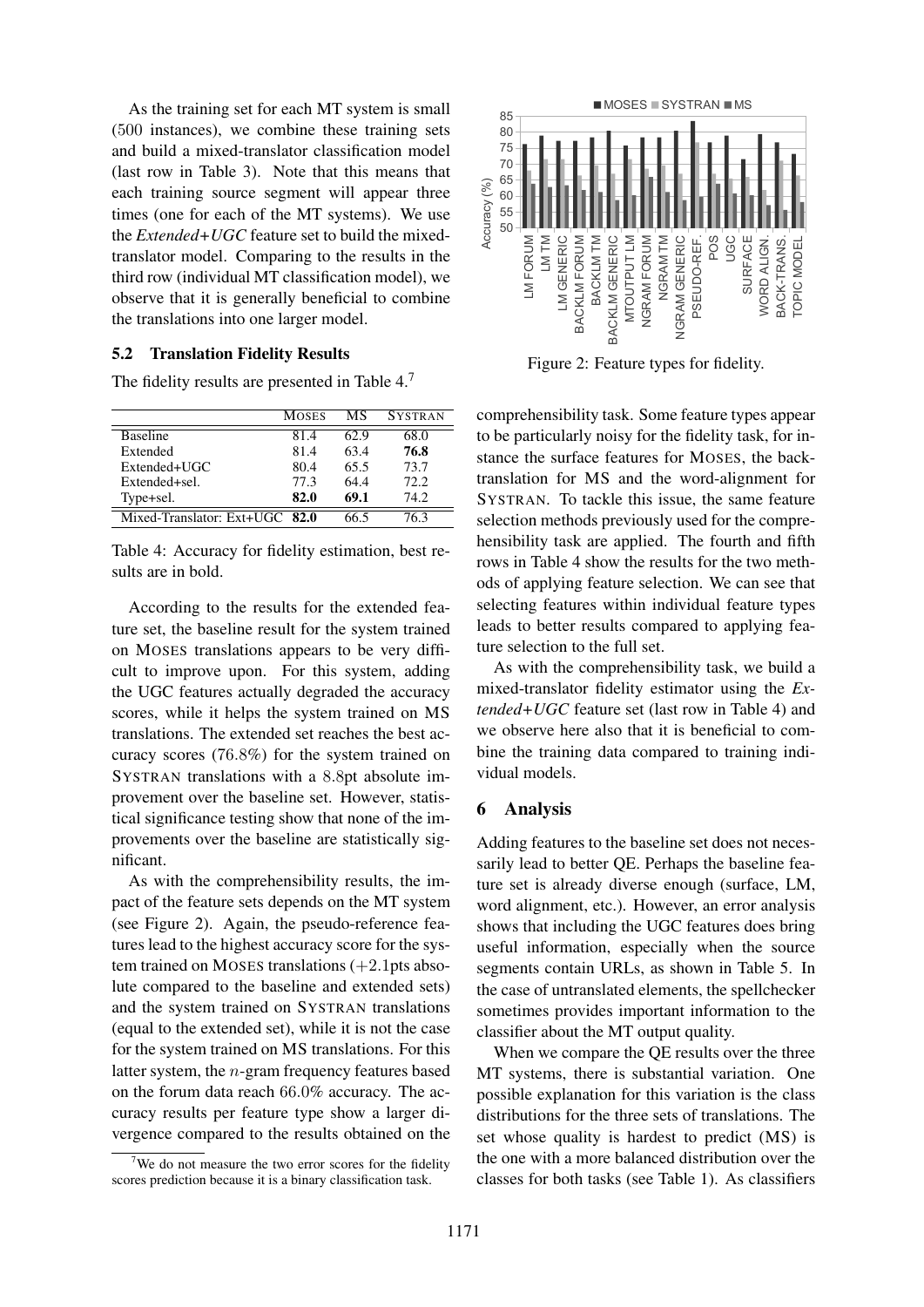As the training set for each MT system is small (500 instances), we combine these training sets and build a mixed-translator classification model (last row in Table 3). Note that this means that each training source segment will appear three times (one for each of the MT systems). We use the *Extended+UGC* feature set to build the mixed-translator model. Comparing to the results in the third row (individual MT classification model), we observe that it is generally beneficial to combine the translations into one larger model.

## 5.2 Translation Fidelity Results

The fidelity results are presented in Table 4.[7]

| | MOSES | MS | SYSTRAN |
|---|---|---|---|
| Baseline | 81.4 | 62.9 | 68.0 |
| Extended | 81.4 | 63.4 | **76.8** |
| Extended+UGC | 80.4 | 65.5 | 73.7 |
| Extended+sel. | 77.3 | 64.4 | 72.2 |
| Type+sel. | **82.0** | **69.1** | 74.2 |
| Mixed-Translator: Ext+UGC | **82.0** | 66.5 | 76.3 |

Table 4: Accuracy for fidelity estimation, best results are in bold.

According to the results for the extended feature set, the baseline result for the system trained on MOSES translations appears to be very difficult to improve upon. For this system, adding the UGC features actually degraded the accuracy scores, while it helps the system trained on MS translations. The extended set reaches the best accuracy scores (76.8%) for the system trained on SYSTRAN translations with a 8.8pt absolute improvement over the baseline set. However, statistical significance testing show that none of the improvements over the baseline are statistically significant.

As with the comprehensibility results, the impact of the feature sets depends on the MT system (see Figure 2). Again, the pseudo-reference features lead to the highest accuracy score for the system trained on MOSES translations (+2.1pts absolute compared to the baseline and extended sets) and the system trained on SYSTRAN translations (equal to the extended set), while it is not the case for the system trained on MS translations. For this latter system, the $n$-gram frequency features based on the forum data reach 66.0% accuracy. The accuracy results per feature type show a larger divergence compared to the results obtained on the comprehensibility task. Some feature types appear to be particularly noisy for the fidelity task, for instance the surface features for MOSES, the back-translation for MS and the word-alignment for SYSTRAN. To tackle this issue, the same feature selection methods previously used for the comprehensibility task are applied. The fourth and fifth rows in Table 4 show the results for the two methods of applying feature selection. We can see that selecting features within individual feature types leads to better results compared to applying feature selection to the full set.

Figure 2: Feature types for fidelity.

As with the comprehensibility task, we build a mixed-translator fidelity estimator using the *Extended+UGC* feature set (last row in Table 4) and we observe here also that it is beneficial to combine the training data compared to training individual models.

# 6 Analysis

Adding features to the baseline set does not necessarily lead to better QE. Perhaps the baseline feature set is already diverse enough (surface, LM, word alignment, etc.). However, an error analysis shows that including the UGC features does bring useful information, especially when the source segments contain URLs, as shown in Table 5. In the case of untranslated elements, the spellchecker sometimes provides important information to the classifier about the MT output quality.

When we compare the QE results over the three MT systems, there is substantial variation. One possible explanation for this variation is the class distributions for the three sets of translations. The set whose quality is hardest to predict (MS) is the one with a more balanced distribution over the classes for both tasks (see Table 1). As classifiers

[7] We do not measure the two error scores for the fidelity scores prediction because it is a binary classification task.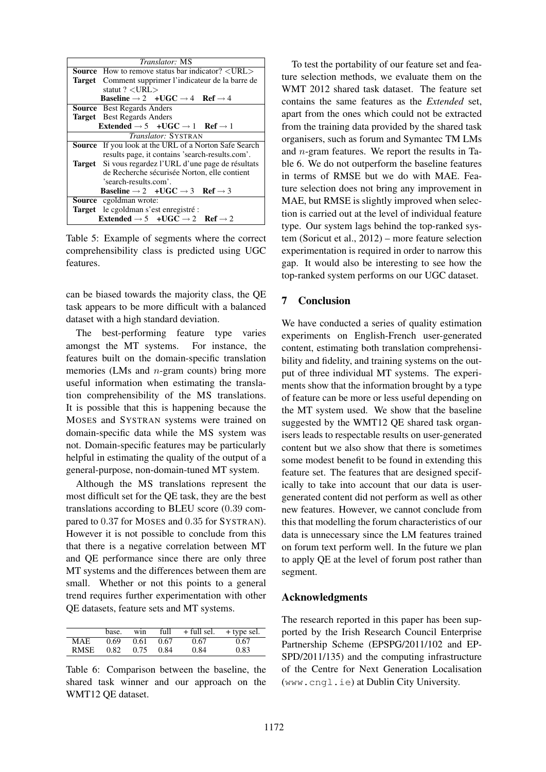| *Translator:* MS | |
|---|---|
| **Source** | How to remove status bar indicator? <URL> |
| **Target** | Comment supprimer l'indicateur de la barre de statut ? <URL> |
| | **Baseline** → 2 **+UGC** → 4 **Ref** → 4 |
| **Source** | Best Regards Anders |
| **Target** | Best Regards Anders |
| | **Extended** → 5 **+UGC** → 1 **Ref** → 1 |
| *Translator:* SYSTRAN | |
| **Source** | If you look at the URL of a Norton Safe Search results page, it contains 'search-results.com'. |
| **Target** | Si vous regardez l'URL d'une page de résultats de Recherche sécurisée Norton, elle contient 'search-results.com'. |
| | **Baseline** → 3 **Ref** → 3 |
| **Source** | cgoldman wrote: |
| **Target** | le cgoldman s'est enregistré : |
| | **Extended** → 5 **+UGC** → 2 **Ref** → 2 |

Table 5: Example of segments where the correct comprehensibility class is predicted using UGC features.

can be biased towards the majority class, the QE task appears to be more difficult with a balanced dataset with a high standard deviation.

The best-performing feature type varies amongst the MT systems. For instance, the features built on the domain-specific translation memories (LMs and $n$-gram counts) bring more useful information when estimating the translation comprehensibility of the MS translations. It is possible that this is happening because the MOSES and SYSTRAN systems were trained on domain-specific data while the MS system was not. Domain-specific features may be particularly helpful in estimating the quality of the output of a general-purpose, non-domain-tuned MT system.

Although the MS translations represent the most difficult set for the QE task, they are the best translations according to BLEU score (0.39 compared to 0.37 for MOSES and 0.35 for SYSTRAN). However it is not possible to conclude from this that there is a negative correlation between MT and QE performance since there are only three MT systems and the differences between them are small. Whether or not this points to a general trend requires further experimentation with other QE datasets, feature sets and MT systems.

| | base. | win | full | + full sel. | + type sel. |
|---|---|---|---|---|---|
| MAE | 0.69 | 0.61 | 0.67 | 0.67 | 0.67 |
| RMSE | 0.82 | 0.75 | 0.84 | 0.84 | 0.83 |

Table 6: Comparison between the baseline, the shared task winner and our approach on the WMT12 QE dataset.

To test the portability of our feature set and feature selection methods, we evaluate them on the WMT 2012 shared task dataset. The feature set contains the same features as the *Extended* set, apart from the ones which could not be extracted from the training data provided by the shared task organisers, such as forum and Symantec TM LMs and $n$-gram features. We report the results in Table 6. We do not outperform the baseline features in terms of RMSE but we do with MAE. Feature selection does not bring any improvement in MAE, but RMSE is slightly improved when selection is carried out at the level of individual feature type. Our system lags behind the top-ranked system (Soricut et al., 2012) – more feature selection experimentation is required in order to narrow this gap. It would also be interesting to see how the top-ranked system performs on our UGC dataset.

## 7 Conclusion

We have conducted a series of quality estimation experiments on English-French user-generated content, estimating both translation comprehensibility and fidelity, and training systems on the output of three individual MT systems. The experiments show that the information brought by a type of feature can be more or less useful depending on the MT system used. We show that the baseline suggested by the WMT12 QE shared task organisers leads to respectable results on user-generated content but we also show that there is sometimes some modest benefit to be found in extending this feature set. The features that are designed specifically to take into account that our data is user-generated content did not perform as well as other new features. However, we cannot conclude from this that modelling the forum characteristics of our data is unnecessary since the LM features trained on forum text perform well. In the future we plan to apply QE at the level of forum post rather than segment.

## Acknowledgments

The research reported in this paper has been supported by the Irish Research Council Enterprise Partnership Scheme (EPSPG/2011/102 and EPSPD/2011/135) and the computing infrastructure of the Centre for Next Generation Localisation (`www.cngl.ie`) at Dublin City University.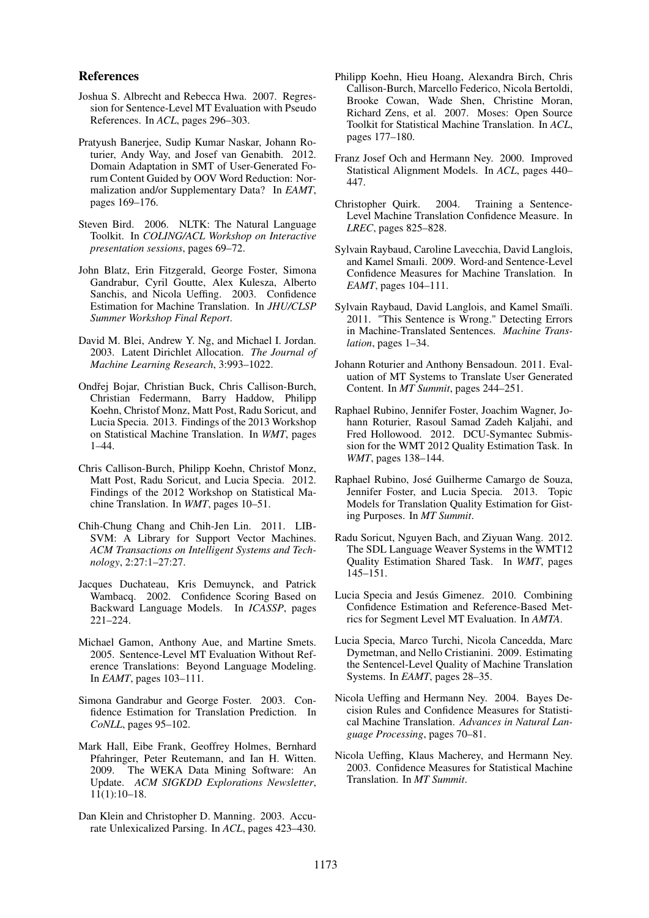## References

Joshua S. Albrecht and Rebecca Hwa. 2007. Regression for Sentence-Level MT Evaluation with Pseudo References. In *ACL*, pages 296–303.

Pratyush Banerjee, Sudip Kumar Naskar, Johann Roturier, Andy Way, and Josef van Genabith. 2012. Domain Adaptation in SMT of User-Generated Forum Content Guided by OOV Word Reduction: Normalization and/or Supplementary Data? In *EAMT*, pages 169–176.

Steven Bird. 2006. NLTK: The Natural Language Toolkit. In *COLING/ACL Workshop on Interactive presentation sessions*, pages 69–72.

John Blatz, Erin Fitzgerald, George Foster, Simona Gandrabur, Cyril Goutte, Alex Kulesza, Alberto Sanchis, and Nicola Ueffing. 2003. Confidence Estimation for Machine Translation. In *JHU/CLSP Summer Workshop Final Report*.

David M. Blei, Andrew Y. Ng, and Michael I. Jordan. 2003. Latent Dirichlet Allocation. *The Journal of Machine Learning Research*, 3:993–1022.

Ondřej Bojar, Christian Buck, Chris Callison-Burch, Christian Federmann, Barry Haddow, Philipp Koehn, Christof Monz, Matt Post, Radu Soricut, and Lucia Specia. 2013. Findings of the 2013 Workshop on Statistical Machine Translation. In *WMT*, pages 1–44.

Chris Callison-Burch, Philipp Koehn, Christof Monz, Matt Post, Radu Soricut, and Lucia Specia. 2012. Findings of the 2012 Workshop on Statistical Machine Translation. In *WMT*, pages 10–51.

Chih-Chung Chang and Chih-Jen Lin. 2011. LIBSVM: A Library for Support Vector Machines. *ACM Transactions on Intelligent Systems and Technology*, 2:27:1–27:27.

Jacques Duchateau, Kris Demuynck, and Patrick Wambacq. 2002. Confidence Scoring Based on Backward Language Models. In *ICASSP*, pages 221–224.

Michael Gamon, Anthony Aue, and Martine Smets. 2005. Sentence-Level MT Evaluation Without Reference Translations: Beyond Language Modeling. In *EAMT*, pages 103–111.

Simona Gandrabur and George Foster. 2003. Confidence Estimation for Translation Prediction. In *CoNLL*, pages 95–102.

Mark Hall, Eibe Frank, Geoffrey Holmes, Bernhard Pfahringer, Peter Reutemann, and Ian H. Witten. 2009. The WEKA Data Mining Software: An Update. *ACM SIGKDD Explorations Newsletter*, 11(1):10–18.

Dan Klein and Christopher D. Manning. 2003. Accurate Unlexicalized Parsing. In *ACL*, pages 423–430.

Philipp Koehn, Hieu Hoang, Alexandra Birch, Chris Callison-Burch, Marcello Federico, Nicola Bertoldi, Brooke Cowan, Wade Shen, Christine Moran, Richard Zens, et al. 2007. Moses: Open Source Toolkit for Statistical Machine Translation. In *ACL*, pages 177–180.

Franz Josef Och and Hermann Ney. 2000. Improved Statistical Alignment Models. In *ACL*, pages 440–447.

Christopher Quirk. 2004. Training a Sentence-Level Machine Translation Confidence Measure. In *LREC*, pages 825–828.

Sylvain Raybaud, Caroline Lavecchia, David Langlois, and Kamel Smaıli. 2009. Word-and Sentence-Level Confidence Measures for Machine Translation. In *EAMT*, pages 104–111.

Sylvain Raybaud, David Langlois, and Kamel Smaïli. 2011. "This Sentence is Wrong." Detecting Errors in Machine-Translated Sentences. *Machine Translation*, pages 1–34.

Johann Roturier and Anthony Bensadoun. 2011. Evaluation of MT Systems to Translate User Generated Content. In *MT Summit*, pages 244–251.

Raphael Rubino, Jennifer Foster, Joachim Wagner, Johann Roturier, Rasoul Samad Zadeh Kaljahi, and Fred Hollowood. 2012. DCU-Symantec Submission for the WMT 2012 Quality Estimation Task. In *WMT*, pages 138–144.

Raphael Rubino, José Guilherme Camargo de Souza, Jennifer Foster, and Lucia Specia. 2013. Topic Models for Translation Quality Estimation for Gisting Purposes. In *MT Summit*.

Radu Soricut, Nguyen Bach, and Ziyuan Wang. 2012. The SDL Language Weaver Systems in the WMT12 Quality Estimation Shared Task. In *WMT*, pages 145–151.

Lucia Specia and Jesús Gimenez. 2010. Combining Confidence Estimation and Reference-Based Metrics for Segment Level MT Evaluation. In *AMTA*.

Lucia Specia, Marco Turchi, Nicola Cancedda, Marc Dymetman, and Nello Cristianini. 2009. Estimating the Sentencel-Level Quality of Machine Translation Systems. In *EAMT*, pages 28–35.

Nicola Ueffing and Hermann Ney. 2004. Bayes Decision Rules and Confidence Measures for Statistical Machine Translation. *Advances in Natural Language Processing*, pages 70–81.

Nicola Ueffing, Klaus Macherey, and Hermann Ney. 2003. Confidence Measures for Statistical Machine Translation. In *MT Summit*.